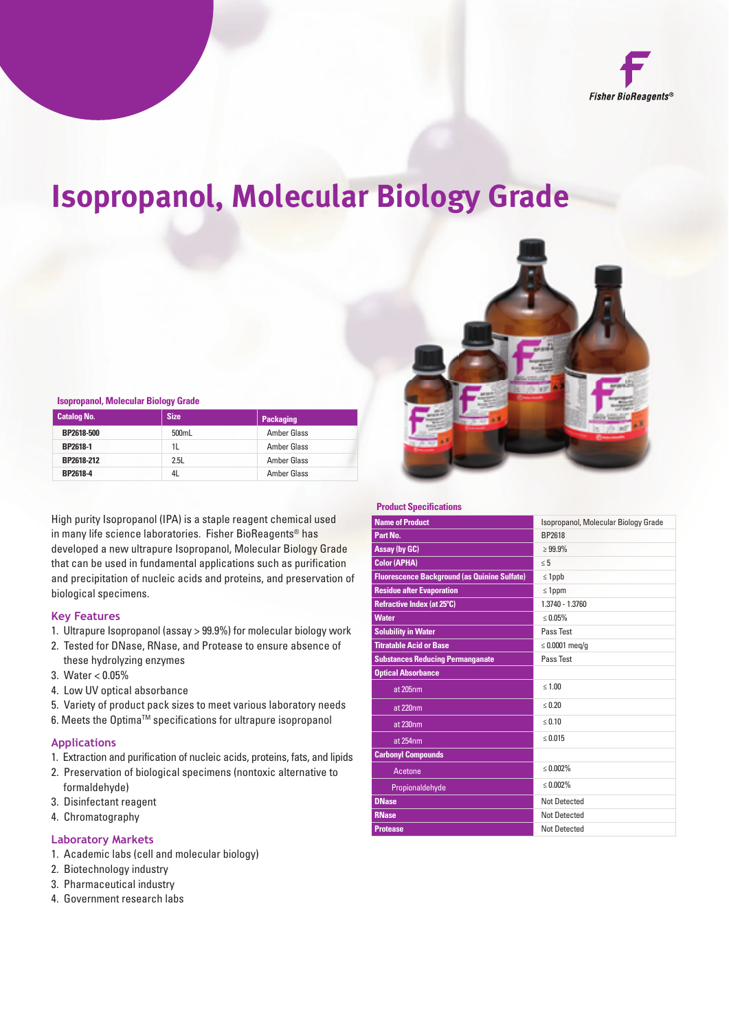# Isopropanol, Molecular Biology Grade

**Isopropanol, Molecular Biology Grade**

| Catalog No. | Size | Packaging |
|---|---|---|
| BP2618-500 | 500mL | Amber Glass |
| BP2618-1 | 1L | Amber Glass |
| BP2618-212 | 2.5L | Amber Glass |
| BP2618-4 | 4L | Amber Glass |

High purity Isopropanol (IPA) is a staple reagent chemical used in many life science laboratories. Fisher BioReagents® has developed a new ultrapure Isopropanol, Molecular Biology Grade that can be used in fundamental applications such as purification and precipitation of nucleic acids and proteins, and preservation of biological specimens.

## Key Features

1. Ultrapure Isopropanol (assay > 99.9%) for molecular biology work
2. Tested for DNase, RNase, and Protease to ensure absence of these hydrolyzing enzymes
3. Water < 0.05%
4. Low UV optical absorbance
5. Variety of product pack sizes to meet various laboratory needs
6. Meets the Optima™ specifications for ultrapure isopropanol

## Applications

1. Extraction and purification of nucleic acids, proteins, fats, and lipids
2. Preservation of biological specimens (nontoxic alternative to formaldehyde)
3. Disinfectant reagent
4. Chromatography

## Laboratory Markets

1. Academic labs (cell and molecular biology)
2. Biotechnology industry
3. Pharmaceutical industry
4. Government research labs

**Product Specifications**

| | |
|---|---|
| **Name of Product** | Isopropanol, Molecular Biology Grade |
| **Part No.** | BP2618 |
| **Assay (by GC)** | ≥ 99.9% |
| **Color (APHA)** | ≤ 5 |
| **Fluorescence Background (as Quinine Sulfate)** | ≤ 1ppb |
| **Residue after Evaporation** | ≤ 1ppm |
| **Refractive Index (at 25°C)** | 1.3740 - 1.3760 |
| **Water** | ≤ 0.05% |
| **Solubility in Water** | Pass Test |
| **Titratable Acid or Base** | ≤ 0.0001 meq/g |
| **Substances Reducing Permanganate** | Pass Test |
| **Optical Absorbance** | |
| at 205nm | ≤ 1.00 |
| at 220nm | ≤ 0.20 |
| at 230nm | ≤ 0.10 |
| at 254nm | ≤ 0.015 |
| **Carbonyl Compounds** | |
| Acetone | ≤ 0.002% |
| Propionaldehyde | ≤ 0.002% |
| **DNase** | Not Detected |
| **RNase** | Not Detected |
| **Protease** | Not Detected |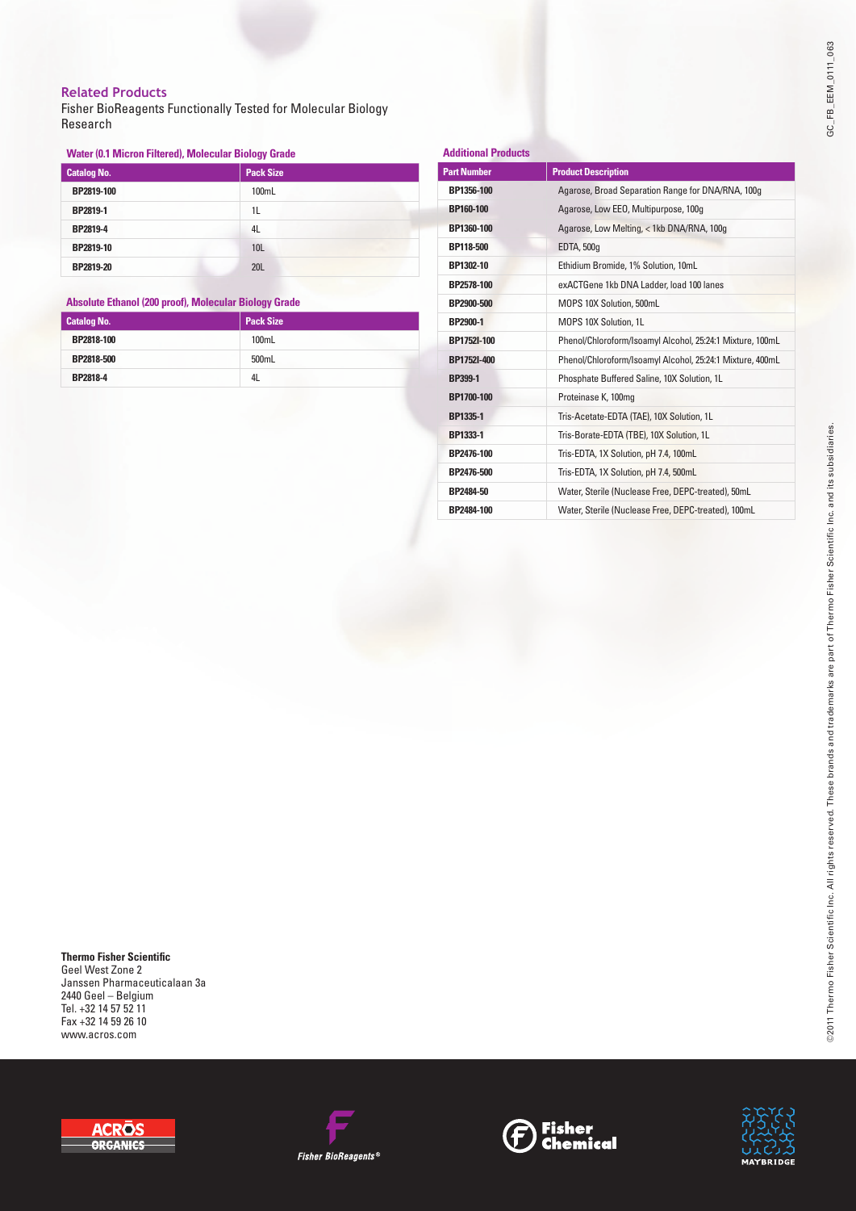## Related Products

Fisher BioReagents Functionally Tested for Molecular Biology Research

### Water (0.1 Micron Filtered), Molecular Biology Grade

| Catalog No. | Pack Size |
|---|---|
| BP2819-100 | 100mL |
| BP2819-1 | 1L |
| BP2819-4 | 4L |
| BP2819-10 | 10L |
| BP2819-20 | 20L |

### Absolute Ethanol (200 proof), Molecular Biology Grade

| Catalog No. | Pack Size |
|---|---|
| BP2818-100 | 100mL |
| BP2818-500 | 500mL |
| BP2818-4 | 4L |

### Additional Products

| Part Number | Product Description |
|---|---|
| BP1356-100 | Agarose, Broad Separation Range for DNA/RNA, 100g |
| BP160-100 | Agarose, Low EEO, Multipurpose, 100g |
| BP1360-100 | Agarose, Low Melting, < 1kb DNA/RNA, 100g |
| BP118-500 | EDTA, 500g |
| BP1302-10 | Ethidium Bromide, 1% Solution, 10mL |
| BP2578-100 | exACTGene 1kb DNA Ladder, load 100 lanes |
| BP2900-500 | MOPS 10X Solution, 500mL |
| BP2900-1 | MOPS 10X Solution, 1L |
| BP1752I-100 | Phenol/Chloroform/Isoamyl Alcohol, 25:24:1 Mixture, 100mL |
| BP1752I-400 | Phenol/Chloroform/Isoamyl Alcohol, 25:24:1 Mixture, 400mL |
| BP399-1 | Phosphate Buffered Saline, 10X Solution, 1L |
| BP1700-100 | Proteinase K, 100mg |
| BP1335-1 | Tris-Acetate-EDTA (TAE), 10X Solution, 1L |
| BP1333-1 | Tris-Borate-EDTA (TBE), 10X Solution, 1L |
| BP2476-100 | Tris-EDTA, 1X Solution, pH 7.4, 100mL |
| BP2476-500 | Tris-EDTA, 1X Solution, pH 7.4, 500mL |
| BP2484-50 | Water, Sterile (Nuclease Free, DEPC-treated), 50mL |
| BP2484-100 | Water, Sterile (Nuclease Free, DEPC-treated), 100mL |

**Thermo Fisher Scientific**
Geel West Zone 2
Janssen Pharmaceuticalaan 3a
2440 Geel – Belgium
Tel. +32 14 57 52 11
Fax +32 14 59 26 10
www.acros.com

©2011 Thermo Fisher Scientific Inc. All rights reserved. These brands and trademarks are part of Thermo Fisher Scientific Inc. and its subsidiaries.

GC_FB_EEM_0111_063